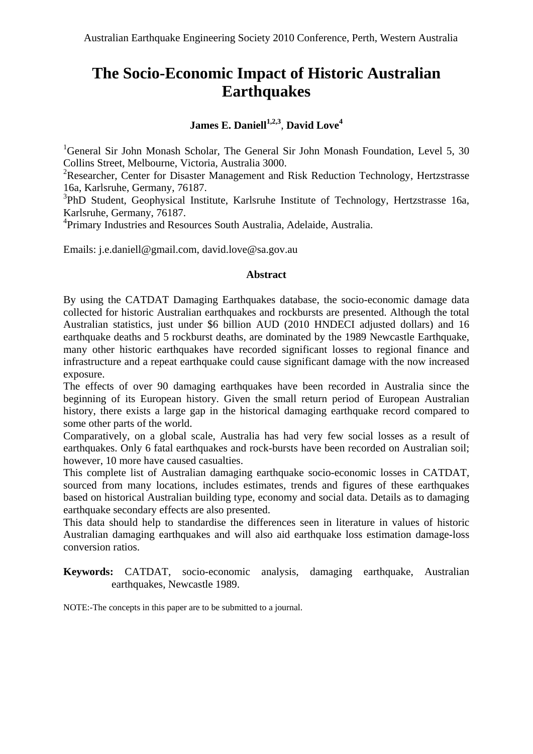# The Socio-Economic Impact of Historic Australian Earthquakes

**James E. Daniell[1,2,3], David Love[4]**

[1]General Sir John Monash Scholar, The General Sir John Monash Foundation, Level 5, 30 Collins Street, Melbourne, Victoria, Australia 3000.
[2]Researcher, Center for Disaster Management and Risk Reduction Technology, Hertzstrasse 16a, Karlsruhe, Germany, 76187.
[3]PhD Student, Geophysical Institute, Karlsruhe Institute of Technology, Hertzstrasse 16a, Karlsruhe, Germany, 76187.
[4]Primary Industries and Resources South Australia, Adelaide, Australia.

Emails: j.e.daniell@gmail.com, david.love@sa.gov.au

## Abstract

By using the CATDAT Damaging Earthquakes database, the socio-economic damage data collected for historic Australian earthquakes and rockbursts are presented. Although the total Australian statistics, just under $6 billion AUD (2010 HNDECI adjusted dollars) and 16 earthquake deaths and 5 rockburst deaths, are dominated by the 1989 Newcastle Earthquake, many other historic earthquakes have recorded significant losses to regional finance and infrastructure and a repeat earthquake could cause significant damage with the now increased exposure.

The effects of over 90 damaging earthquakes have been recorded in Australia since the beginning of its European history. Given the small return period of European Australian history, there exists a large gap in the historical damaging earthquake record compared to some other parts of the world.

Comparatively, on a global scale, Australia has had very few social losses as a result of earthquakes. Only 6 fatal earthquakes and rock-bursts have been recorded on Australian soil; however, 10 more have caused casualties.

This complete list of Australian damaging earthquake socio-economic losses in CATDAT, sourced from many locations, includes estimates, trends and figures of these earthquakes based on historical Australian building type, economy and social data. Details as to damaging earthquake secondary effects are also presented.

This data should help to standardise the differences seen in literature in values of historic Australian damaging earthquakes and will also aid earthquake loss estimation damage-loss conversion ratios.

**Keywords:** CATDAT, socio-economic analysis, damaging earthquake, Australian earthquakes, Newcastle 1989.

NOTE:-The concepts in this paper are to be submitted to a journal.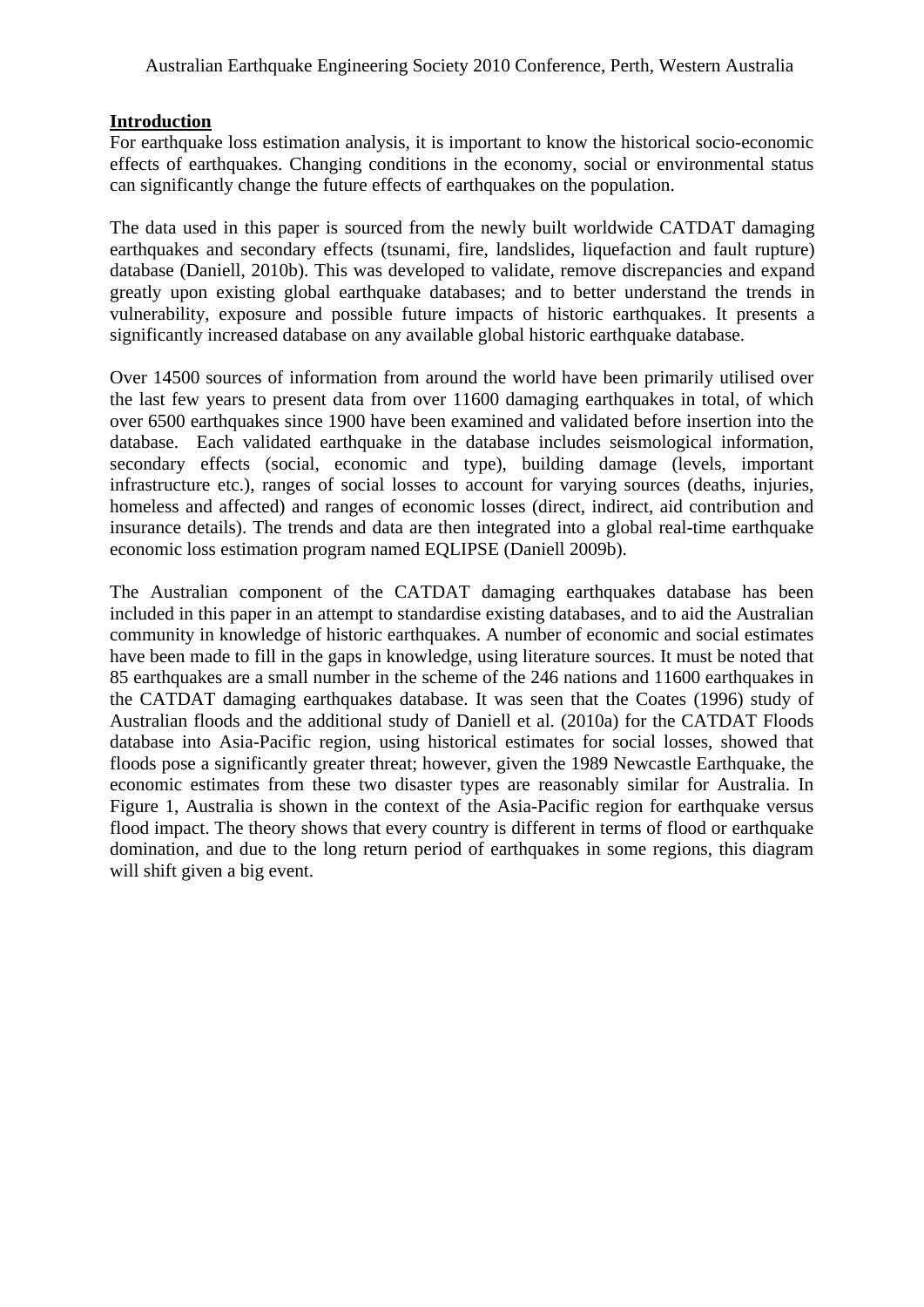## Introduction

For earthquake loss estimation analysis, it is important to know the historical socio-economic effects of earthquakes. Changing conditions in the economy, social or environmental status can significantly change the future effects of earthquakes on the population.

The data used in this paper is sourced from the newly built worldwide CATDAT damaging earthquakes and secondary effects (tsunami, fire, landslides, liquefaction and fault rupture) database (Daniell, 2010b). This was developed to validate, remove discrepancies and expand greatly upon existing global earthquake databases; and to better understand the trends in vulnerability, exposure and possible future impacts of historic earthquakes. It presents a significantly increased database on any available global historic earthquake database.

Over 14500 sources of information from around the world have been primarily utilised over the last few years to present data from over 11600 damaging earthquakes in total, of which over 6500 earthquakes since 1900 have been examined and validated before insertion into the database. Each validated earthquake in the database includes seismological information, secondary effects (social, economic and type), building damage (levels, important infrastructure etc.), ranges of social losses to account for varying sources (deaths, injuries, homeless and affected) and ranges of economic losses (direct, indirect, aid contribution and insurance details). The trends and data are then integrated into a global real-time earthquake economic loss estimation program named EQLIPSE (Daniell 2009b).

The Australian component of the CATDAT damaging earthquakes database has been included in this paper in an attempt to standardise existing databases, and to aid the Australian community in knowledge of historic earthquakes. A number of economic and social estimates have been made to fill in the gaps in knowledge, using literature sources. It must be noted that 85 earthquakes are a small number in the scheme of the 246 nations and 11600 earthquakes in the CATDAT damaging earthquakes database. It was seen that the Coates (1996) study of Australian floods and the additional study of Daniell et al. (2010a) for the CATDAT Floods database into Asia-Pacific region, using historical estimates for social losses, showed that floods pose a significantly greater threat; however, given the 1989 Newcastle Earthquake, the economic estimates from these two disaster types are reasonably similar for Australia. In Figure 1, Australia is shown in the context of the Asia-Pacific region for earthquake versus flood impact. The theory shows that every country is different in terms of flood or earthquake domination, and due to the long return period of earthquakes in some regions, this diagram will shift given a big event.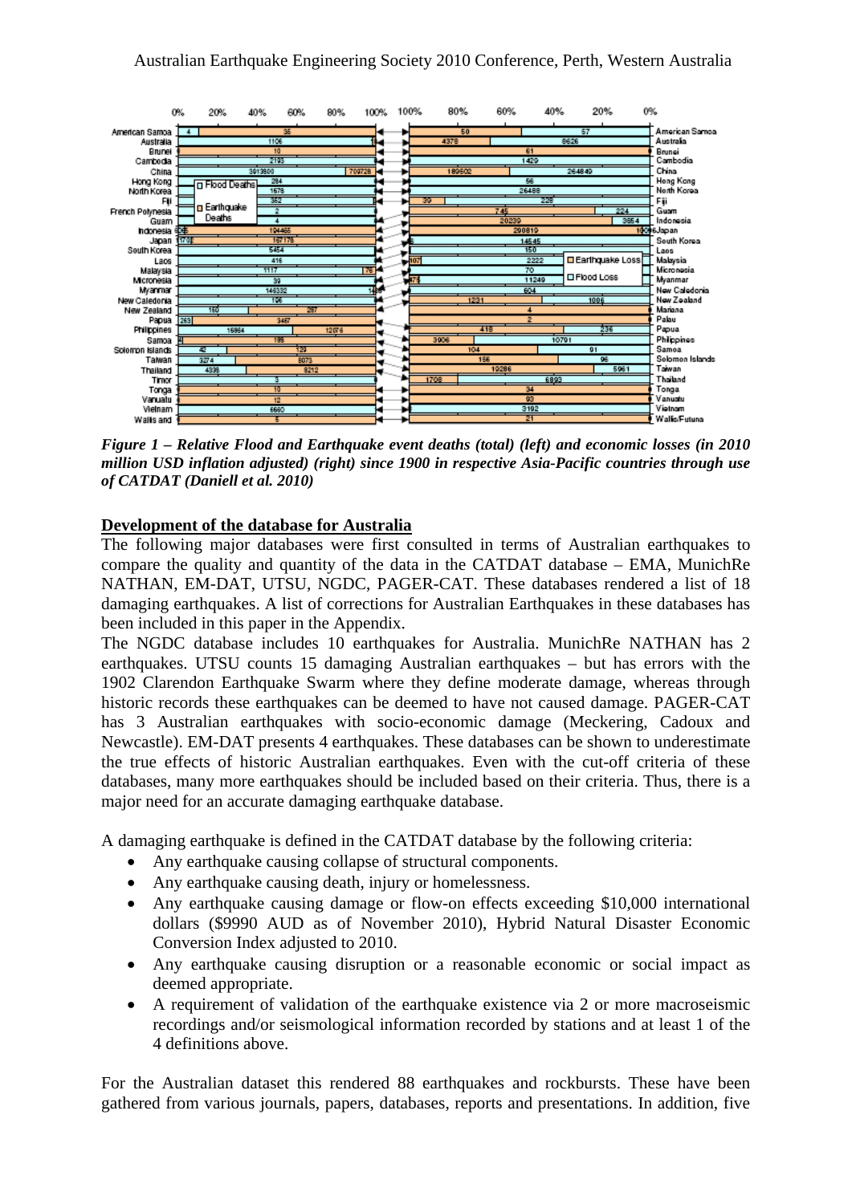*Figure 1 – Relative Flood and Earthquake event deaths (total) (left) and economic losses (in 2010 million USD inflation adjusted) (right) since 1900 in respective Asia-Pacific countries through use of CATDAT (Daniell et al. 2010)*

## Development of the database for Australia

The following major databases were first consulted in terms of Australian earthquakes to compare the quality and quantity of the data in the CATDAT database – EMA, MunichRe NATHAN, EM-DAT, UTSU, NGDC, PAGER-CAT. These databases rendered a list of 18 damaging earthquakes. A list of corrections for Australian Earthquakes in these databases has been included in this paper in the Appendix.

The NGDC database includes 10 earthquakes for Australia. MunichRe NATHAN has 2 earthquakes. UTSU counts 15 damaging Australian earthquakes – but has errors with the 1902 Clarendon Earthquake Swarm where they define moderate damage, whereas through historic records these earthquakes can be deemed to have not caused damage. PAGER-CAT has 3 Australian earthquakes with socio-economic damage (Meckering, Cadoux and Newcastle). EM-DAT presents 4 earthquakes. These databases can be shown to underestimate the true effects of historic Australian earthquakes. Even with the cut-off criteria of these databases, many more earthquakes should be included based on their criteria. Thus, there is a major need for an accurate damaging earthquake database.

A damaging earthquake is defined in the CATDAT database by the following criteria:

- Any earthquake causing collapse of structural components.
- Any earthquake causing death, injury or homelessness.
- Any earthquake causing damage or flow-on effects exceeding $10,000 international dollars ($9990 AUD as of November 2010), Hybrid Natural Disaster Economic Conversion Index adjusted to 2010.
- Any earthquake causing disruption or a reasonable economic or social impact as deemed appropriate.
- A requirement of validation of the earthquake existence via 2 or more macroseismic recordings and/or seismological information recorded by stations and at least 1 of the 4 definitions above.

For the Australian dataset this rendered 88 earthquakes and rockbursts. These have been gathered from various journals, papers, databases, reports and presentations. In addition, five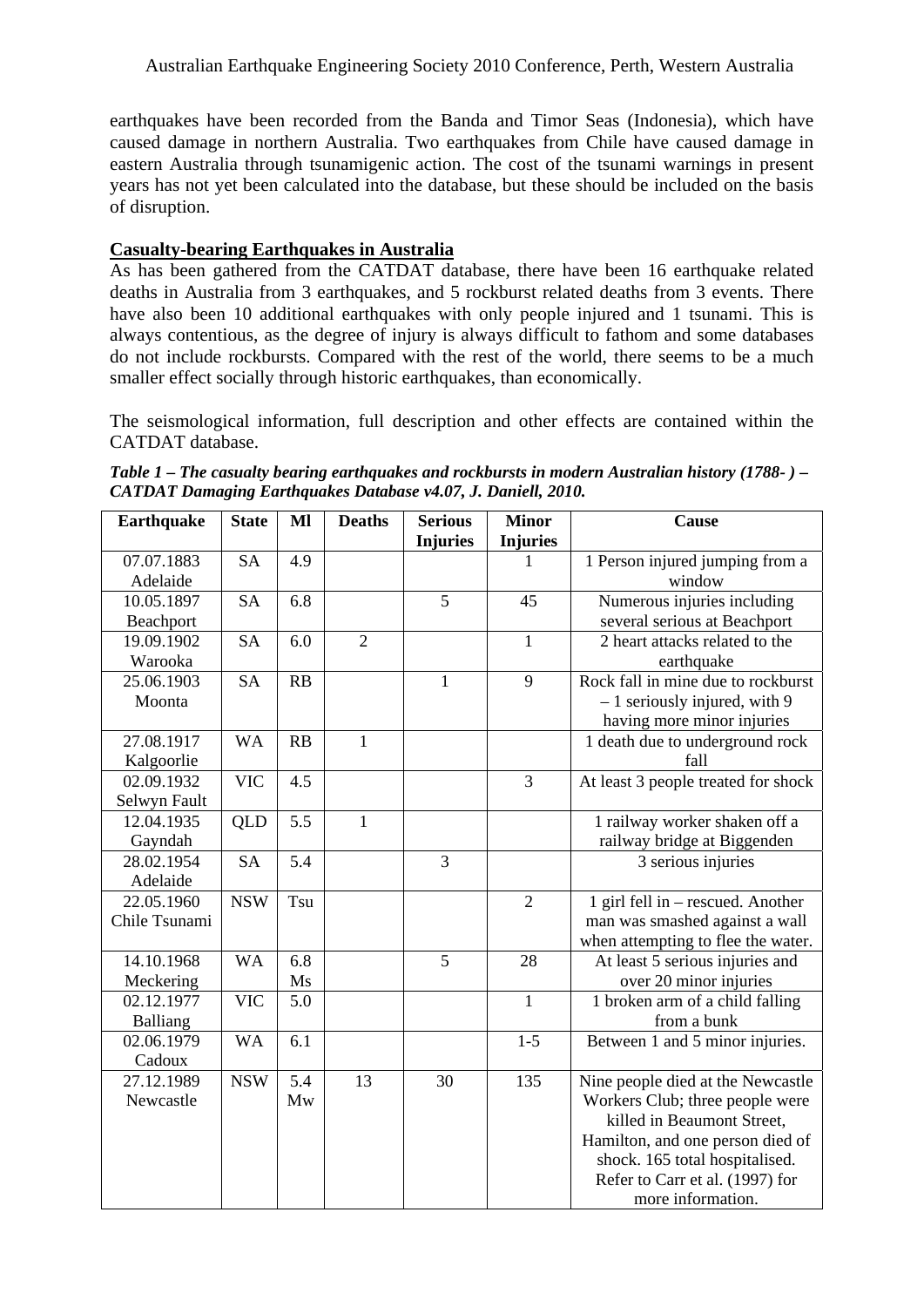earthquakes have been recorded from the Banda and Timor Seas (Indonesia), which have caused damage in northern Australia. Two earthquakes from Chile have caused damage in eastern Australia through tsunamigenic action. The cost of the tsunami warnings in present years has not yet been calculated into the database, but these should be included on the basis of disruption.

## Casualty-bearing Earthquakes in Australia

As has been gathered from the CATDAT database, there have been 16 earthquake related deaths in Australia from 3 earthquakes, and 5 rockburst related deaths from 3 events. There have also been 10 additional earthquakes with only people injured and 1 tsunami. This is always contentious, as the degree of injury is always difficult to fathom and some databases do not include rockbursts. Compared with the rest of the world, there seems to be a much smaller effect socially through historic earthquakes, than economically.

The seismological information, full description and other effects are contained within the CATDAT database.

***Table 1 – The casualty bearing earthquakes and rockbursts in modern Australian history (1788- ) – CATDAT Damaging Earthquakes Database v4.07, J. Daniell, 2010.***

| Earthquake | State | Ml | Deaths | Serious Injuries | Minor Injuries | Cause |
|---|---|---|---|---|---|---|
| 07.07.1883 Adelaide | SA | 4.9 | | | 1 | 1 Person injured jumping from a window |
| 10.05.1897 Beachport | SA | 6.8 | | 5 | 45 | Numerous injuries including several serious at Beachport |
| 19.09.1902 Warooka | SA | 6.0 | 2 | | 1 | 2 heart attacks related to the earthquake |
| 25.06.1903 Moonta | SA | RB | | 1 | 9 | Rock fall in mine due to rockburst – 1 seriously injured, with 9 having more minor injuries |
| 27.08.1917 Kalgoorlie | WA | RB | 1 | | | 1 death due to underground rock fall |
| 02.09.1932 Selwyn Fault | VIC | 4.5 | | | 3 | At least 3 people treated for shock |
| 12.04.1935 Gayndah | QLD | 5.5 | 1 | | | 1 railway worker shaken off a railway bridge at Biggenden |
| 28.02.1954 Adelaide | SA | 5.4 | | 3 | | 3 serious injuries |
| 22.05.1960 Chile Tsunami | NSW | Tsu | | | 2 | 1 girl fell in – rescued. Another man was smashed against a wall when attempting to flee the water. |
| 14.10.1968 Meckering | WA | 6.8 Ms | | 5 | 28 | At least 5 serious injuries and over 20 minor injuries |
| 02.12.1977 Balliang | VIC | 5.0 | | | 1 | 1 broken arm of a child falling from a bunk |
| 02.06.1979 Cadoux | WA | 6.1 | | | 1-5 | Between 1 and 5 minor injuries. |
| 27.12.1989 Newcastle | NSW | 5.4 Mw | 13 | 30 | 135 | Nine people died at the Newcastle Workers Club; three people were killed in Beaumont Street, Hamilton, and one person died of shock. 165 total hospitalised. Refer to Carr et al. (1997) for more information. |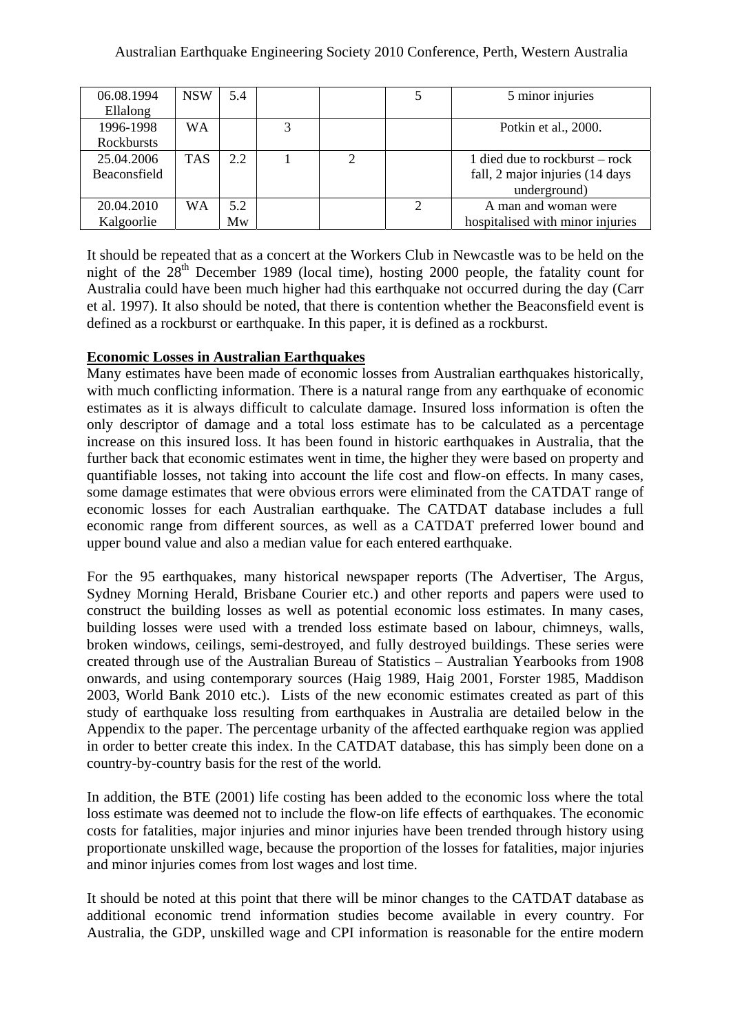| | | | | | | |
|---|---|---|---|---|---|---|
| 06.08.1994 Ellalong | NSW | 5.4 | | | 5 | 5 minor injuries |
| 1996-1998 Rockbursts | WA | | 3 | | | Potkin et al., 2000. |
| 25.04.2006 Beaconsfield | TAS | 2.2 | 1 | 2 | | 1 died due to rockburst – rock fall, 2 major injuries (14 days underground) |
| 20.04.2010 Kalgoorlie | WA | 5.2 Mw | | | 2 | A man and woman were hospitalised with minor injuries |

It should be repeated that as a concert at the Workers Club in Newcastle was to be held on the night of the 28th December 1989 (local time), hosting 2000 people, the fatality count for Australia could have been much higher had this earthquake not occurred during the day (Carr et al. 1997). It also should be noted, that there is contention whether the Beaconsfield event is defined as a rockburst or earthquake. In this paper, it is defined as a rockburst.

**Economic Losses in Australian Earthquakes**

Many estimates have been made of economic losses from Australian earthquakes historically, with much conflicting information. There is a natural range from any earthquake of economic estimates as it is always difficult to calculate damage. Insured loss information is often the only descriptor of damage and a total loss estimate has to be calculated as a percentage increase on this insured loss. It has been found in historic earthquakes in Australia, that the further back that economic estimates went in time, the higher they were based on property and quantifiable losses, not taking into account the life cost and flow-on effects. In many cases, some damage estimates that were obvious errors were eliminated from the CATDAT range of economic losses for each Australian earthquake. The CATDAT database includes a full economic range from different sources, as well as a CATDAT preferred lower bound and upper bound value and also a median value for each entered earthquake.

For the 95 earthquakes, many historical newspaper reports (The Advertiser, The Argus, Sydney Morning Herald, Brisbane Courier etc.) and other reports and papers were used to construct the building losses as well as potential economic loss estimates. In many cases, building losses were used with a trended loss estimate based on labour, chimneys, walls, broken windows, ceilings, semi-destroyed, and fully destroyed buildings. These series were created through use of the Australian Bureau of Statistics – Australian Yearbooks from 1908 onwards, and using contemporary sources (Haig 1989, Haig 2001, Forster 1985, Maddison 2003, World Bank 2010 etc.). Lists of the new economic estimates created as part of this study of earthquake loss resulting from earthquakes in Australia are detailed below in the Appendix to the paper. The percentage urbanity of the affected earthquake region was applied in order to better create this index. In the CATDAT database, this has simply been done on a country-by-country basis for the rest of the world.

In addition, the BTE (2001) life costing has been added to the economic loss where the total loss estimate was deemed not to include the flow-on life effects of earthquakes. The economic costs for fatalities, major injuries and minor injuries have been trended through history using proportionate unskilled wage, because the proportion of the losses for fatalities, major injuries and minor injuries comes from lost wages and lost time.

It should be noted at this point that there will be minor changes to the CATDAT database as additional economic trend information studies become available in every country. For Australia, the GDP, unskilled wage and CPI information is reasonable for the entire modern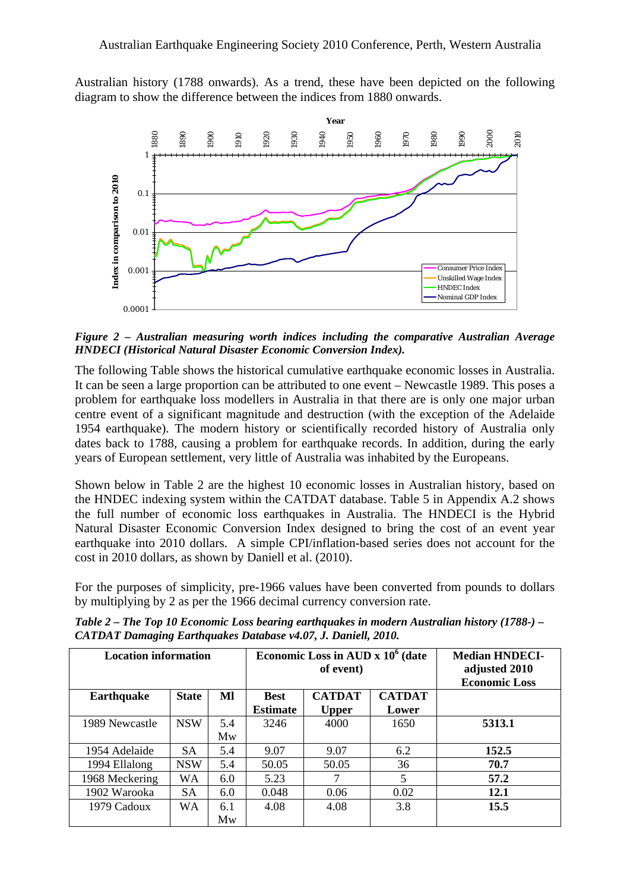Australian history (1788 onwards). As a trend, these have been depicted on the following diagram to show the difference between the indices from 1880 onwards.

*Figure 2 – Australian measuring worth indices including the comparative Australian Average HNDECI (Historical Natural Disaster Economic Conversion Index).*

The following Table shows the historical cumulative earthquake economic losses in Australia. It can be seen a large proportion can be attributed to one event – Newcastle 1989. This poses a problem for earthquake loss modellers in Australia in that there are is only one major urban centre event of a significant magnitude and destruction (with the exception of the Adelaide 1954 earthquake). The modern history or scientifically recorded history of Australia only dates back to 1788, causing a problem for earthquake records. In addition, during the early years of European settlement, very little of Australia was inhabited by the Europeans.

Shown below in Table 2 are the highest 10 economic losses in Australian history, based on the HNDEC indexing system within the CATDAT database. Table 5 in Appendix A.2 shows the full number of economic loss earthquakes in Australia. The HNDECI is the Hybrid Natural Disaster Economic Conversion Index designed to bring the cost of an event year earthquake into 2010 dollars. A simple CPI/inflation-based series does not account for the cost in 2010 dollars, as shown by Daniell et al. (2010).

For the purposes of simplicity, pre-1966 values have been converted from pounds to dollars by multiplying by 2 as per the 1966 decimal currency conversion rate.

***Table 2 – The Top 10 Economic Loss bearing earthquakes in modern Australian history (1788-) – CATDAT Damaging Earthquakes Database v4.07, J. Daniell, 2010.***

| Location information | | | Economic Loss in AUD x $10^6$ (date of event) | | | Median HNDECI-adjusted 2010 Economic Loss |
|---|---|---|---|---|---|---|
| **Earthquake** | **State** | **Ml** | **Best Estimate** | **CATDAT Upper** | **CATDAT Lower** | |
| 1989 Newcastle | NSW | 5.4 Mw | 3246 | 4000 | 1650 | **5313.1** |
| 1954 Adelaide | SA | 5.4 | 9.07 | 9.07 | 6.2 | **152.5** |
| 1994 Ellalong | NSW | 5.4 | 50.05 | 50.05 | 36 | **70.7** |
| 1968 Meckering | WA | 6.0 | 5.23 | 7 | 5 | **57.2** |
| 1902 Warooka | SA | 6.0 | 0.048 | 0.06 | 0.02 | **12.1** |
| 1979 Cadoux | WA | 6.1 Mw | 4.08 | 4.08 | 3.8 | **15.5** |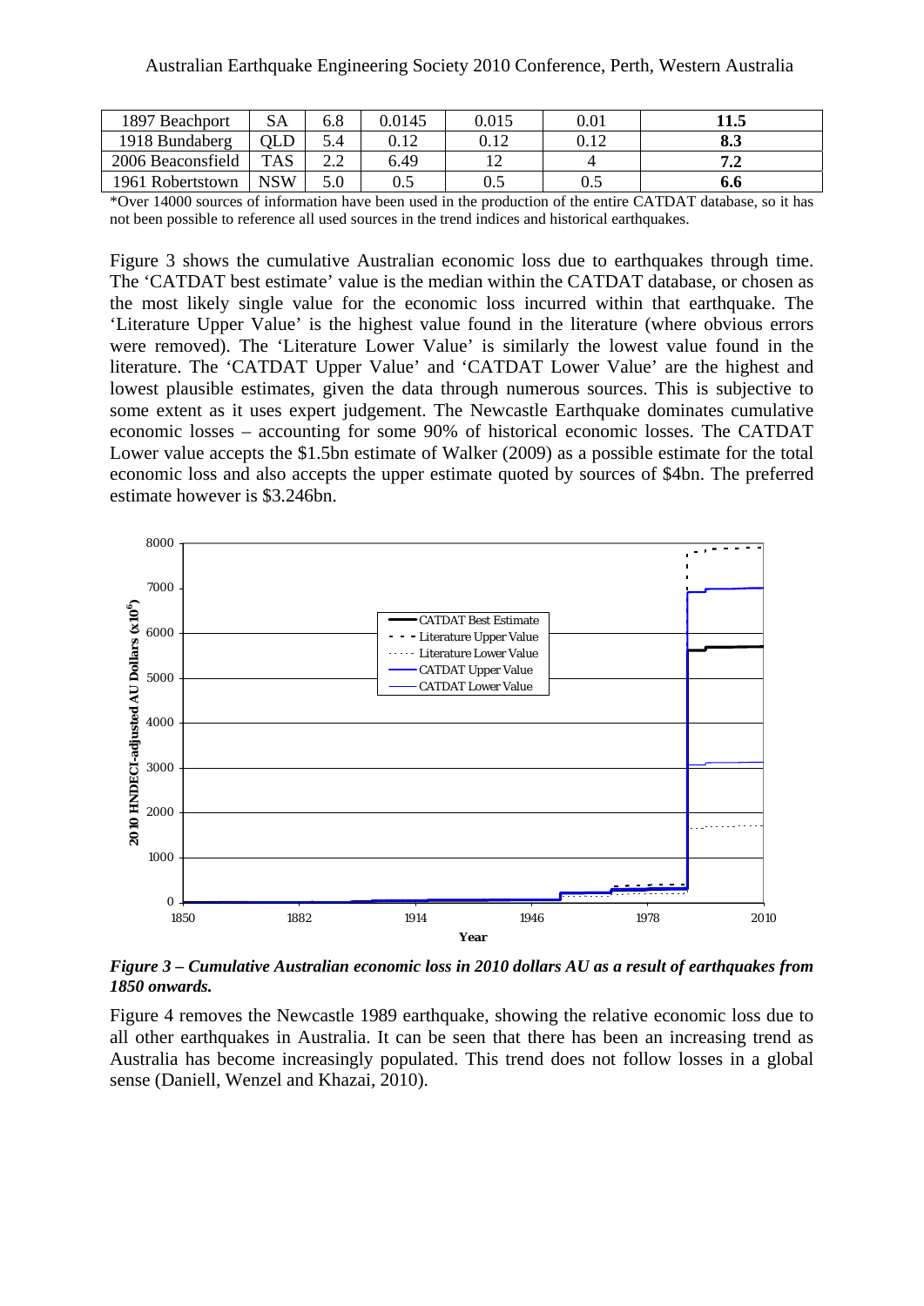| 1897 Beachport | SA | 6.8 | 0.0145 | 0.015 | 0.01 | **11.5** |
|---|---|---|---|---|---|---|
| 1918 Bundaberg | QLD | 5.4 | 0.12 | 0.12 | 0.12 | **8.3** |
| 2006 Beaconsfield | TAS | 2.2 | 6.49 | 12 | 4 | **7.2** |
| 1961 Robertstown | NSW | 5.0 | 0.5 | 0.5 | 0.5 | **6.6** |

*Over 14000 sources of information have been used in the production of the entire CATDAT database, so it has not been possible to reference all used sources in the trend indices and historical earthquakes.

Figure 3 shows the cumulative Australian economic loss due to earthquakes through time. The 'CATDAT best estimate' value is the median within the CATDAT database, or chosen as the most likely single value for the economic loss incurred within that earthquake. The 'Literature Upper Value' is the highest value found in the literature (where obvious errors were removed). The 'Literature Lower Value' is similarly the lowest value found in the literature. The 'CATDAT Upper Value' and 'CATDAT Lower Value' are the highest and lowest plausible estimates, given the data through numerous sources. This is subjective to some extent as it uses expert judgement. The Newcastle Earthquake dominates cumulative economic losses – accounting for some 90% of historical economic losses. The CATDAT Lower value accepts the $1.5bn estimate of Walker (2009) as a possible estimate for the total economic loss and also accepts the upper estimate quoted by sources of $4bn. The preferred estimate however is $3.246bn.

***Figure 3 – Cumulative Australian economic loss in 2010 dollars AU as a result of earthquakes from 1850 onwards.***

Figure 4 removes the Newcastle 1989 earthquake, showing the relative economic loss due to all other earthquakes in Australia. It can be seen that there has been an increasing trend as Australia has become increasingly populated. This trend does not follow losses in a global sense (Daniell, Wenzel and Khazai, 2010).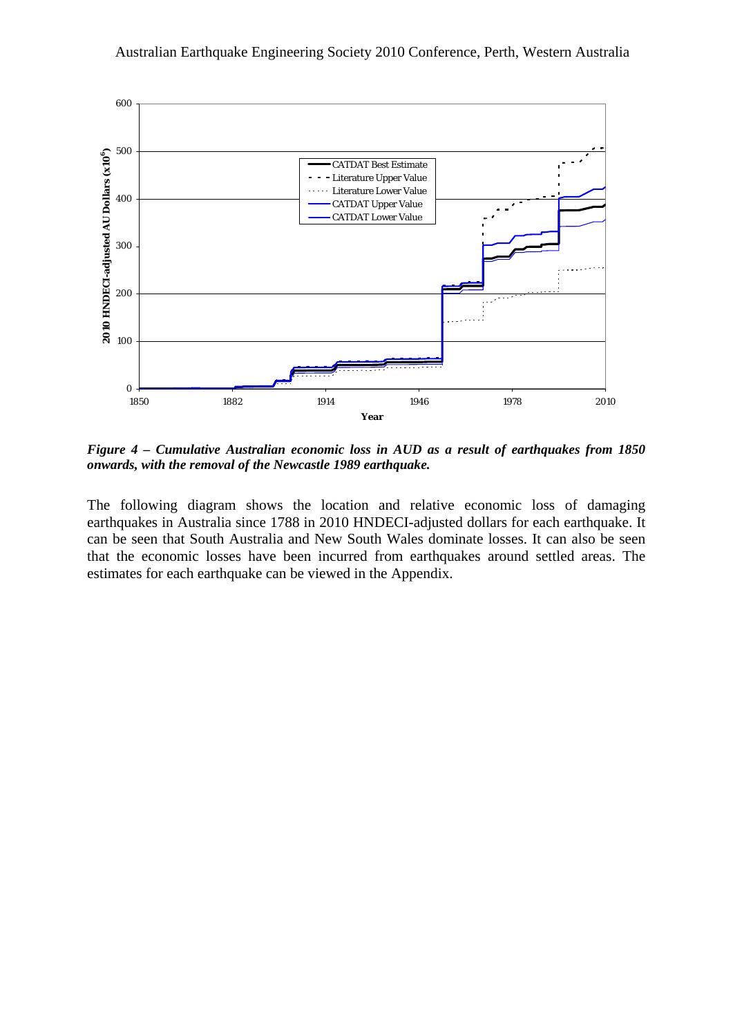*Figure 4 – Cumulative Australian economic loss in AUD as a result of earthquakes from 1850 onwards, with the removal of the Newcastle 1989 earthquake.*

The following diagram shows the location and relative economic loss of damaging earthquakes in Australia since 1788 in 2010 HNDECI-adjusted dollars for each earthquake. It can be seen that South Australia and New South Wales dominate losses. It can also be seen that the economic losses have been incurred from earthquakes around settled areas. The estimates for each earthquake can be viewed in the Appendix.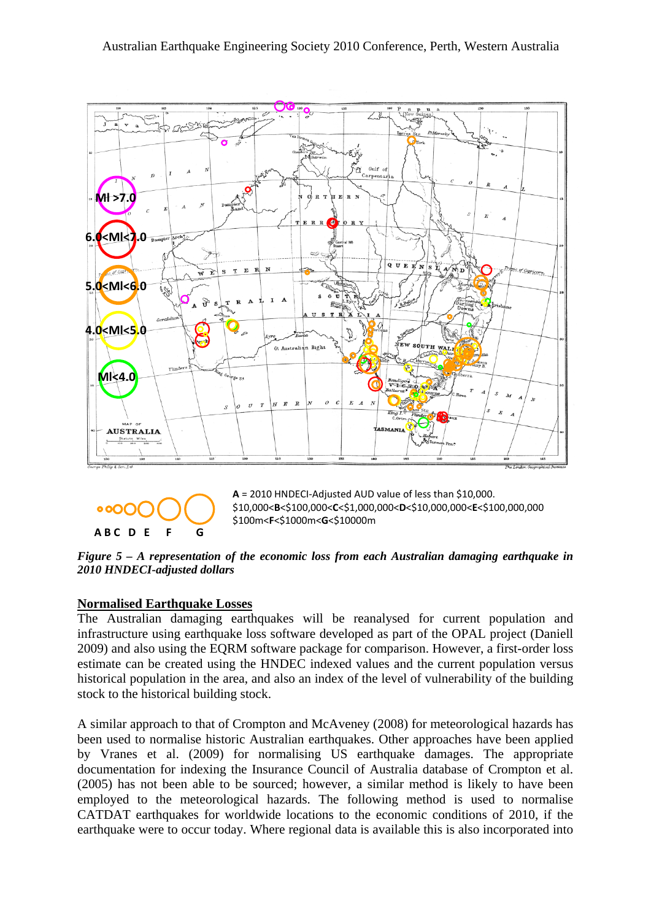**A** = 2010 HNDECI-Adjusted AUD value of less than $10,000.
$10,000<**B**<$100,000<**C**<$1,000,000<**D**<$10,000,000<**E**<$100,000,000
$100m<**F**<$1000m<**G**<$10000m

*Figure 5 – A representation of the economic loss from each Australian damaging earthquake in 2010 HNDECI-adjusted dollars*

## Normalised Earthquake Losses

The Australian damaging earthquakes will be reanalysed for current population and infrastructure using earthquake loss software developed as part of the OPAL project (Daniell 2009) and also using the EQRM software package for comparison. However, a first-order loss estimate can be created using the HNDEC indexed values and the current population versus historical population in the area, and also an index of the level of vulnerability of the building stock to the historical building stock.

A similar approach to that of Crompton and McAveney (2008) for meteorological hazards has been used to normalise historic Australian earthquakes. Other approaches have been applied by Vranes et al. (2009) for normalising US earthquake damages. The appropriate documentation for indexing the Insurance Council of Australia database of Crompton et al. (2005) has not been able to be sourced; however, a similar method is likely to have been employed to the meteorological hazards. The following method is used to normalise CATDAT earthquakes for worldwide locations to the economic conditions of 2010, if the earthquake were to occur today. Where regional data is available this is also incorporated into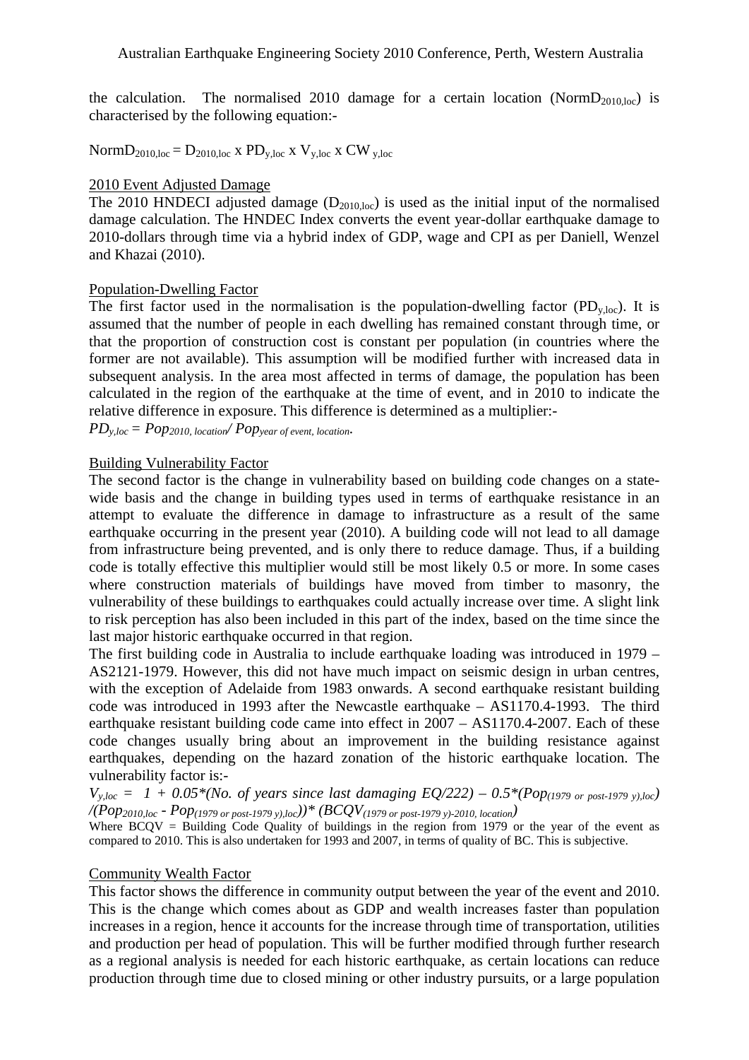the calculation. The normalised 2010 damage for a certain location ($NormD_{2010,loc}$) is characterised by the following equation:-

$$NormD_{2010,loc} = D_{2010,loc} \times PD_{y,loc} \times V_{y,loc} \times CW_{y,loc}$$

## 2010 Event Adjusted Damage

The 2010 HNDECI adjusted damage ($D_{2010,loc}$) is used as the initial input of the normalised damage calculation. The HNDEC Index converts the event year-dollar earthquake damage to 2010-dollars through time via a hybrid index of GDP, wage and CPI as per Daniell, Wenzel and Khazai (2010).

## Population-Dwelling Factor

The first factor used in the normalisation is the population-dwelling factor ($PD_{y,loc}$). It is assumed that the number of people in each dwelling has remained constant through time, or that the proportion of construction cost is constant per population (in countries where the former are not available). This assumption will be modified further with increased data in subsequent analysis. In the area most affected in terms of damage, the population has been calculated in the region of the earthquake at the time of event, and in 2010 to indicate the relative difference in exposure. This difference is determined as a multiplier:-

$PD_{y,loc} = Pop_{2010,\ location} / Pop_{year\ of\ event,\ location}$.

## Building Vulnerability Factor

The second factor is the change in vulnerability based on building code changes on a state-wide basis and the change in building types used in terms of earthquake resistance in an attempt to evaluate the difference in damage to infrastructure as a result of the same earthquake occurring in the present year (2010). A building code will not lead to all damage from infrastructure being prevented, and is only there to reduce damage. Thus, if a building code is totally effective this multiplier would still be most likely 0.5 or more. In some cases where construction materials of buildings have moved from timber to masonry, the vulnerability of these buildings to earthquakes could actually increase over time. A slight link to risk perception has also been included in this part of the index, based on the time since the last major historic earthquake occurred in that region.

The first building code in Australia to include earthquake loading was introduced in 1979 – AS2121-1979. However, this did not have much impact on seismic design in urban centres, with the exception of Adelaide from 1983 onwards. A second earthquake resistant building code was introduced in 1993 after the Newcastle earthquake – AS1170.4-1993. The third earthquake resistant building code came into effect in 2007 – AS1170.4-2007. Each of these code changes usually bring about an improvement in the building resistance against earthquakes, depending on the hazard zonation of the historic earthquake location. The vulnerability factor is:-

$$V_{y,loc} = 1 + 0.05*(\text{No. of years since last damaging EQ}/222) - 0.5*(Pop_{(1979\ or\ post\text{-}1979\ y),loc}) / (Pop_{2010,loc} - Pop_{(1979\ or\ post\text{-}1979\ y),loc}))* (BCQV_{(1979\ or\ post\text{-}1979\ y)\text{-}2010,\ location})$$

Where BCQV = Building Code Quality of buildings in the region from 1979 or the year of the event as compared to 2010. This is also undertaken for 1993 and 2007, in terms of quality of BC. This is subjective.

## Community Wealth Factor

This factor shows the difference in community output between the year of the event and 2010. This is the change which comes about as GDP and wealth increases faster than population increases in a region, hence it accounts for the increase through time of transportation, utilities and production per head of population. This will be further modified through further research as a regional analysis is needed for each historic earthquake, as certain locations can reduce production through time due to closed mining or other industry pursuits, or a large population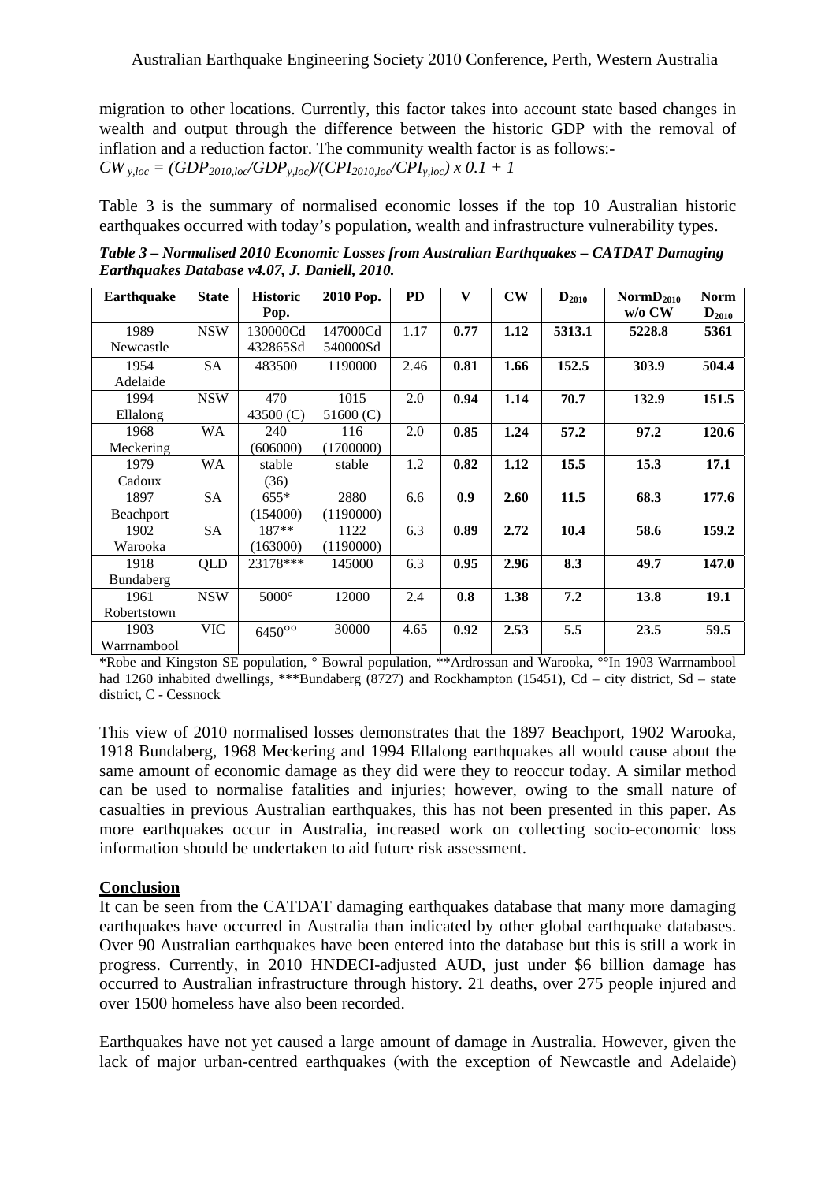migration to other locations. Currently, this factor takes into account state based changes in wealth and output through the difference between the historic GDP with the removal of inflation and a reduction factor. The community wealth factor is as follows:-

$CW_{y,loc} = (GDP_{2010,loc}/GDP_{y,loc})/(CPI_{2010,loc}/CPI_{y,loc}) \times 0.1 + 1$

Table 3 is the summary of normalised economic losses if the top 10 Australian historic earthquakes occurred with today's population, wealth and infrastructure vulnerability types.

***Table 3 – Normalised 2010 Economic Losses from Australian Earthquakes – CATDAT Damaging Earthquakes Database v4.07, J. Daniell, 2010.***

| Earthquake | State | Historic Pop. | 2010 Pop. | PD | V | CW | $D_{2010}$ | $NormD_{2010}$ w/o CW | Norm $D_{2010}$ |
|---|---|---|---|---|---|---|---|---|---|
| 1989 Newcastle | NSW | 130000Cd 432865Sd | 147000Cd 540000Sd | 1.17 | **0.77** | **1.12** | **5313.1** | **5228.8** | **5361** |
| 1954 Adelaide | SA | 483500 | 1190000 | 2.46 | **0.81** | **1.66** | **152.5** | **303.9** | **504.4** |
| 1994 Ellalong | NSW | 470 43500 (C) | 1015 51600 (C) | 2.0 | **0.94** | **1.14** | **70.7** | **132.9** | **151.5** |
| 1968 Meckering | WA | 240 (606000) | 116 (1700000) | 2.0 | **0.85** | **1.24** | **57.2** | **97.2** | **120.6** |
| 1979 Cadoux | WA | stable (36) | stable | 1.2 | **0.82** | **1.12** | **15.5** | **15.3** | **17.1** |
| 1897 Beachport | SA | 655* (154000) | 2880 (1190000) | 6.6 | **0.9** | **2.60** | **11.5** | **68.3** | **177.6** |
| 1902 Warooka | SA | 187** (163000) | 1122 (1190000) | 6.3 | **0.89** | **2.72** | **10.4** | **58.6** | **159.2** |
| 1918 Bundaberg | QLD | 23178*** | 145000 | 6.3 | **0.95** | **2.96** | **8.3** | **49.7** | **147.0** |
| 1961 Robertstown | NSW | 5000° | 12000 | 2.4 | **0.8** | **1.38** | **7.2** | **13.8** | **19.1** |
| 1903 Warrnambool | VIC | 6450°° | 30000 | 4.65 | **0.92** | **2.53** | **5.5** | **23.5** | **59.5** |

*Robe and Kingston SE population, ° Bowral population, **Ardrossan and Warooka, °°In 1903 Warrnambool had 1260 inhabited dwellings, ***Bundaberg (8727) and Rockhampton (15451), Cd – city district, Sd – state district, C - Cessnock

This view of 2010 normalised losses demonstrates that the 1897 Beachport, 1902 Warooka, 1918 Bundaberg, 1968 Meckering and 1994 Ellalong earthquakes all would cause about the same amount of economic damage as they did were they to reoccur today. A similar method can be used to normalise fatalities and injuries; however, owing to the small nature of casualties in previous Australian earthquakes, this has not been presented in this paper. As more earthquakes occur in Australia, increased work on collecting socio-economic loss information should be undertaken to aid future risk assessment.

## Conclusion

It can be seen from the CATDAT damaging earthquakes database that many more damaging earthquakes have occurred in Australia than indicated by other global earthquake databases. Over 90 Australian earthquakes have been entered into the database but this is still a work in progress. Currently, in 2010 HNDECI-adjusted AUD, just under $6 billion damage has occurred to Australian infrastructure through history. 21 deaths, over 275 people injured and over 1500 homeless have also been recorded.

Earthquakes have not yet caused a large amount of damage in Australia. However, given the lack of major urban-centred earthquakes (with the exception of Newcastle and Adelaide)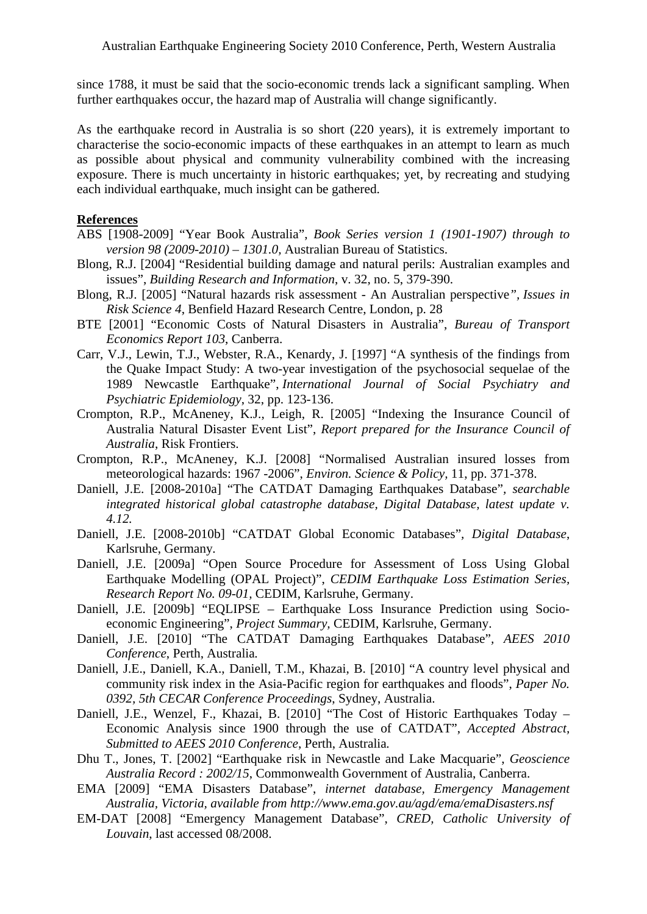since 1788, it must be said that the socio-economic trends lack a significant sampling. When further earthquakes occur, the hazard map of Australia will change significantly.

As the earthquake record in Australia is so short (220 years), it is extremely important to characterise the socio-economic impacts of these earthquakes in an attempt to learn as much as possible about physical and community vulnerability combined with the increasing exposure. There is much uncertainty in historic earthquakes; yet, by recreating and studying each individual earthquake, much insight can be gathered.

**References**

ABS [1908-2009] "Year Book Australia", *Book Series version 1 (1901-1907) through to version 98 (2009-2010) – 1301.0*, Australian Bureau of Statistics.

Blong, R.J. [2004] "Residential building damage and natural perils: Australian examples and issues", *Building Research and Information*, v. 32, no. 5, 379-390.

Blong, R.J. [2005] "Natural hazards risk assessment - An Australian perspective", *Issues in Risk Science 4*, Benfield Hazard Research Centre, London, p. 28

BTE [2001] "Economic Costs of Natural Disasters in Australia", *Bureau of Transport Economics Report 103*, Canberra.

Carr, V.J., Lewin, T.J., Webster, R.A., Kenardy, J. [1997] "A synthesis of the findings from the Quake Impact Study: A two-year investigation of the psychosocial sequelae of the 1989 Newcastle Earthquake", *International Journal of Social Psychiatry and Psychiatric Epidemiology*, 32, pp. 123-136.

Crompton, R.P., McAneney, K.J., Leigh, R. [2005] "Indexing the Insurance Council of Australia Natural Disaster Event List", *Report prepared for the Insurance Council of Australia*, Risk Frontiers.

Crompton, R.P., McAneney, K.J. [2008] "Normalised Australian insured losses from meteorological hazards: 1967 -2006", *Environ. Science & Policy*, 11, pp. 371-378.

Daniell, J.E. [2008-2010a] "The CATDAT Damaging Earthquakes Database", *searchable integrated historical global catastrophe database, Digital Database, latest update v. 4.12.*

Daniell, J.E. [2008-2010b] "CATDAT Global Economic Databases", *Digital Database*, Karlsruhe, Germany.

Daniell, J.E. [2009a] "Open Source Procedure for Assessment of Loss Using Global Earthquake Modelling (OPAL Project)", *CEDIM Earthquake Loss Estimation Series, Research Report No. 09-01*, CEDIM, Karlsruhe, Germany.

Daniell, J.E. [2009b] "EQLIPSE – Earthquake Loss Insurance Prediction using Socio-economic Engineering", *Project Summary*, CEDIM, Karlsruhe, Germany.

Daniell, J.E. [2010] "The CATDAT Damaging Earthquakes Database", *AEES 2010 Conference*, Perth, Australia.

Daniell, J.E., Daniell, K.A., Daniell, T.M., Khazai, B. [2010] "A country level physical and community risk index in the Asia-Pacific region for earthquakes and floods", *Paper No. 0392, 5th CECAR Conference Proceedings*, Sydney, Australia.

Daniell, J.E., Wenzel, F., Khazai, B. [2010] "The Cost of Historic Earthquakes Today – Economic Analysis since 1900 through the use of CATDAT", *Accepted Abstract, Submitted to AEES 2010 Conference*, Perth, Australia.

Dhu T., Jones, T. [2002] "Earthquake risk in Newcastle and Lake Macquarie", *Geoscience Australia Record : 2002/15*, Commonwealth Government of Australia, Canberra.

EMA [2009] "EMA Disasters Database", *internet database, Emergency Management Australia, Victoria, available from http://www.ema.gov.au/agd/ema/emaDisasters.nsf*

EM-DAT [2008] "Emergency Management Database", *CRED, Catholic University of Louvain*, last accessed 08/2008.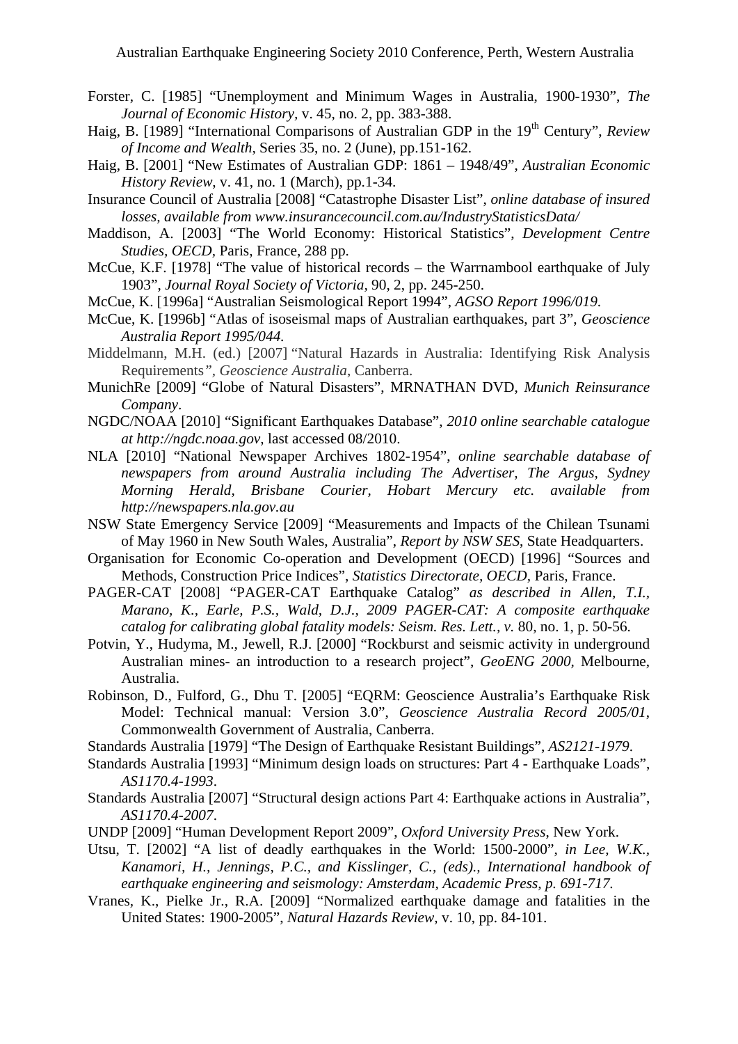Forster, C. [1985] "Unemployment and Minimum Wages in Australia, 1900-1930", *The Journal of Economic History*, v. 45, no. 2, pp. 383-388.

Haig, B. [1989] "International Comparisons of Australian GDP in the 19th Century", *Review of Income and Wealth*, Series 35, no. 2 (June), pp.151-162.

Haig, B. [2001] "New Estimates of Australian GDP: 1861 – 1948/49", *Australian Economic History Review*, v. 41, no. 1 (March), pp.1-34.

Insurance Council of Australia [2008] "Catastrophe Disaster List", *online database of insured losses, available from www.insurancecouncil.com.au/IndustryStatisticsData/*

Maddison, A. [2003] "The World Economy: Historical Statistics", *Development Centre Studies, OECD*, Paris, France, 288 pp.

McCue, K.F. [1978] "The value of historical records – the Warrnambool earthquake of July 1903", *Journal Royal Society of Victoria*, 90, 2, pp. 245-250.

McCue, K. [1996a] "Australian Seismological Report 1994", *AGSO Report 1996/019*.

McCue, K. [1996b] "Atlas of isoseismal maps of Australian earthquakes, part 3", *Geoscience Australia Report 1995/044*.

Middelmann, M.H. (ed.) [2007] "Natural Hazards in Australia: Identifying Risk Analysis Requirements", *Geoscience Australia*, Canberra.

MunichRe [2009] "Globe of Natural Disasters", MRNATHAN DVD, *Munich Reinsurance Company*.

NGDC/NOAA [2010] "Significant Earthquakes Database", *2010 online searchable catalogue at http://ngdc.noaa.gov*, last accessed 08/2010.

NLA [2010] "National Newspaper Archives 1802-1954", *online searchable database of newspapers from around Australia including The Advertiser, The Argus, Sydney Morning Herald, Brisbane Courier, Hobart Mercury etc. available from http://newspapers.nla.gov.au*

NSW State Emergency Service [2009] "Measurements and Impacts of the Chilean Tsunami of May 1960 in New South Wales, Australia", *Report by NSW SES*, State Headquarters.

Organisation for Economic Co-operation and Development (OECD) [1996] "Sources and Methods, Construction Price Indices", *Statistics Directorate, OECD*, Paris, France.

PAGER-CAT [2008] "PAGER-CAT Earthquake Catalog" *as described in Allen, T.I., Marano, K., Earle, P.S., Wald, D.J., 2009 PAGER-CAT: A composite earthquake catalog for calibrating global fatality models: Seism. Res. Lett., v.* 80, no. 1, p. 50-56.

Potvin, Y., Hudyma, M., Jewell, R.J. [2000] "Rockburst and seismic activity in underground Australian mines- an introduction to a research project", *GeoENG 2000*, Melbourne, Australia.

Robinson, D., Fulford, G., Dhu T. [2005] "EQRM: Geoscience Australia's Earthquake Risk Model: Technical manual: Version 3.0", *Geoscience Australia Record 2005/01*, Commonwealth Government of Australia, Canberra.

Standards Australia [1979] "The Design of Earthquake Resistant Buildings", *AS2121-1979*.

Standards Australia [1993] "Minimum design loads on structures: Part 4 - Earthquake Loads", *AS1170.4-1993*.

Standards Australia [2007] "Structural design actions Part 4: Earthquake actions in Australia", *AS1170.4-2007*.

UNDP [2009] "Human Development Report 2009", *Oxford University Press*, New York.

Utsu, T. [2002] "A list of deadly earthquakes in the World: 1500-2000", *in Lee, W.K., Kanamori, H., Jennings, P.C., and Kisslinger, C., (eds)., International handbook of earthquake engineering and seismology: Amsterdam, Academic Press, p. 691-717*.

Vranes, K., Pielke Jr., R.A. [2009] "Normalized earthquake damage and fatalities in the United States: 1900-2005", *Natural Hazards Review*, v. 10, pp. 84-101.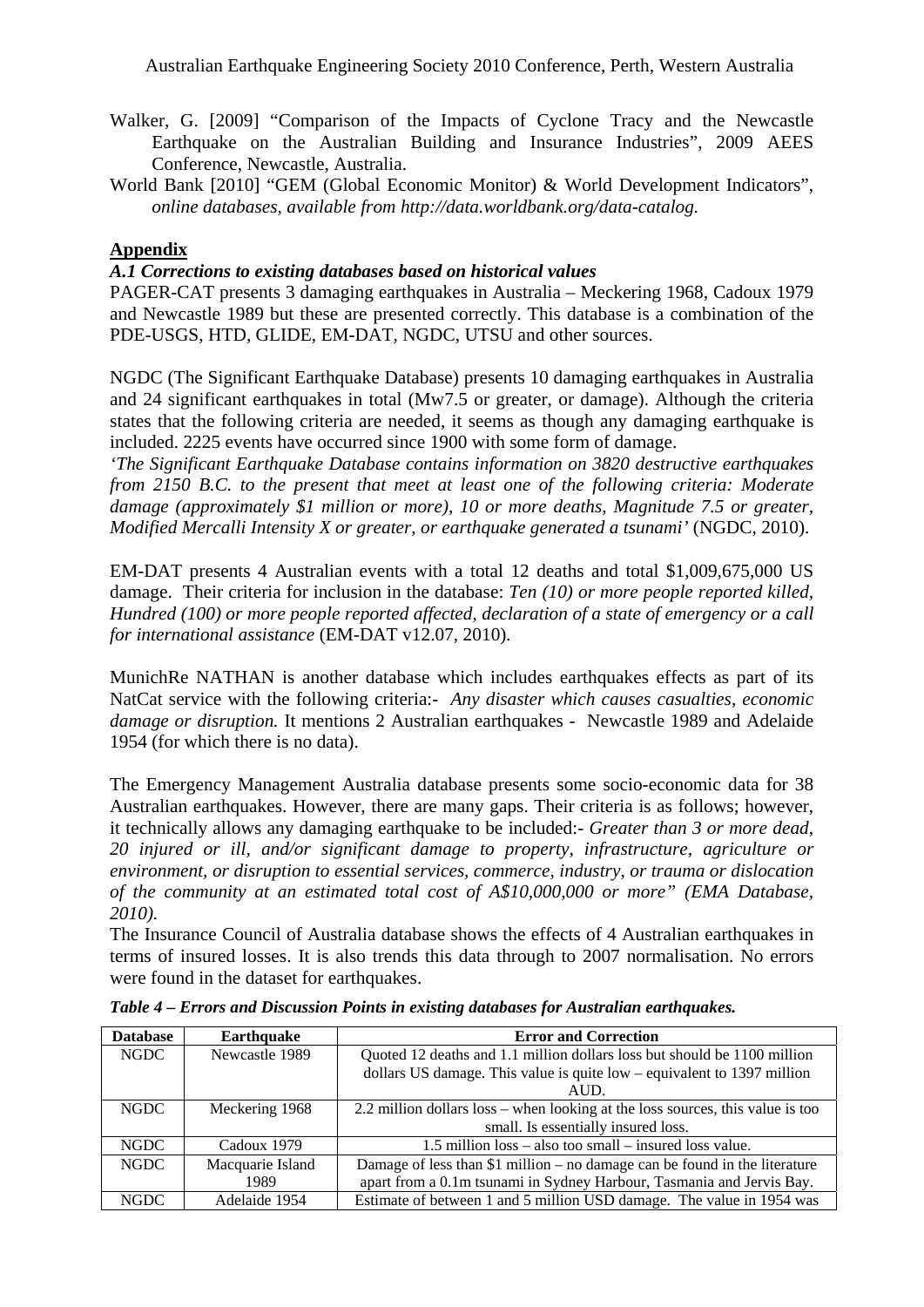Walker, G. [2009] "Comparison of the Impacts of Cyclone Tracy and the Newcastle Earthquake on the Australian Building and Insurance Industries", 2009 AEES Conference, Newcastle, Australia.

World Bank [2010] "GEM (Global Economic Monitor) & World Development Indicators", *online databases, available from http://data.worldbank.org/data-catalog.*

## Appendix

### *A.1 Corrections to existing databases based on historical values*

PAGER-CAT presents 3 damaging earthquakes in Australia – Meckering 1968, Cadoux 1979 and Newcastle 1989 but these are presented correctly. This database is a combination of the PDE-USGS, HTD, GLIDE, EM-DAT, NGDC, UTSU and other sources.

NGDC (The Significant Earthquake Database) presents 10 damaging earthquakes in Australia and 24 significant earthquakes in total (Mw7.5 or greater, or damage). Although the criteria states that the following criteria are needed, it seems as though any damaging earthquake is included. 2225 events have occurred since 1900 with some form of damage.

*'The Significant Earthquake Database contains information on 3820 destructive earthquakes from 2150 B.C. to the present that meet at least one of the following criteria: Moderate damage (approximately $1 million or more), 10 or more deaths, Magnitude 7.5 or greater, Modified Mercalli Intensity X or greater, or earthquake generated a tsunami'* (NGDC, 2010).

EM-DAT presents 4 Australian events with a total 12 deaths and total $1,009,675,000 US damage. Their criteria for inclusion in the database: *Ten (10) or more people reported killed, Hundred (100) or more people reported affected, declaration of a state of emergency or a call for international assistance* (EM-DAT v12.07, 2010).

MunichRe NATHAN is another database which includes earthquakes effects as part of its NatCat service with the following criteria:- *Any disaster which causes casualties, economic damage or disruption.* It mentions 2 Australian earthquakes - Newcastle 1989 and Adelaide 1954 (for which there is no data).

The Emergency Management Australia database presents some socio-economic data for 38 Australian earthquakes. However, there are many gaps. Their criteria is as follows; however, it technically allows any damaging earthquake to be included:- *Greater than 3 or more dead, 20 injured or ill, and/or significant damage to property, infrastructure, agriculture or environment, or disruption to essential services, commerce, industry, or trauma or dislocation of the community at an estimated total cost of A$10,000,000 or more" (EMA Database, 2010).*

The Insurance Council of Australia database shows the effects of 4 Australian earthquakes in terms of insured losses. It is also trends this data through to 2007 normalisation. No errors were found in the dataset for earthquakes.

***Table 4 – Errors and Discussion Points in existing databases for Australian earthquakes.***

| Database | Earthquake | Error and Correction |
|---|---|---|
| NGDC | Newcastle 1989 | Quoted 12 deaths and 1.1 million dollars loss but should be 1100 million dollars US damage. This value is quite low – equivalent to 1397 million AUD. |
| NGDC | Meckering 1968 | 2.2 million dollars loss – when looking at the loss sources, this value is too small. Is essentially insured loss. |
| NGDC | Cadoux 1979 | 1.5 million loss – also too small – insured loss value. |
| NGDC | Macquarie Island 1989 | Damage of less than $1 million – no damage can be found in the literature apart from a 0.1m tsunami in Sydney Harbour, Tasmania and Jervis Bay. |
| NGDC | Adelaide 1954 | Estimate of between 1 and 5 million USD damage. The value in 1954 was |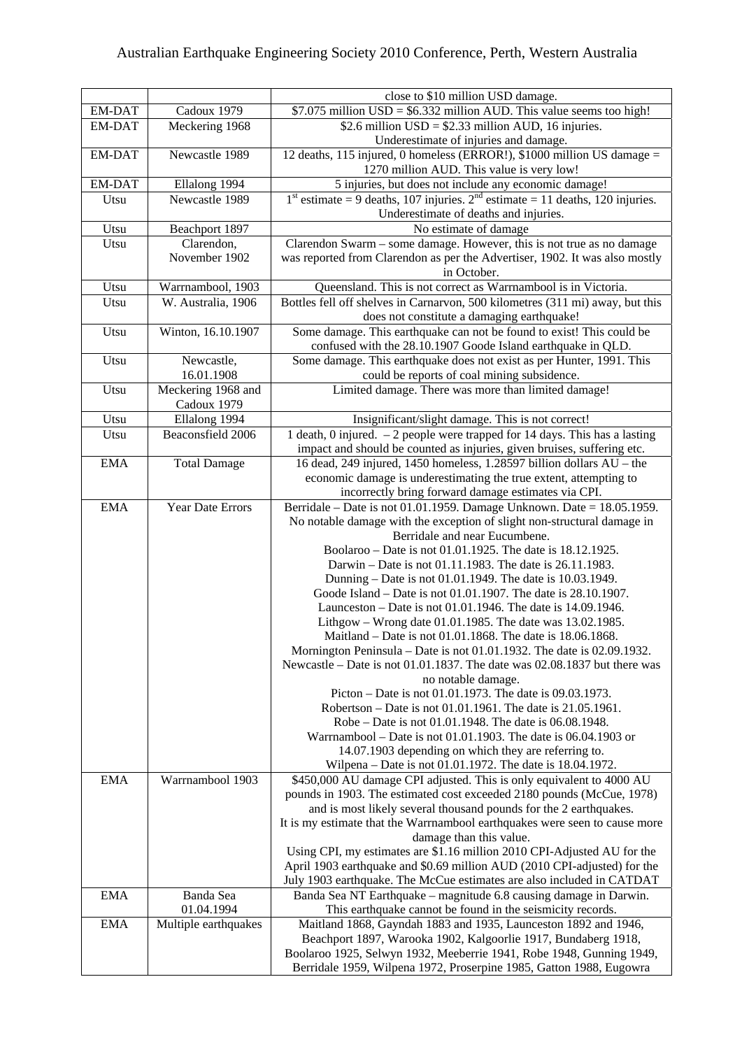| | | |
|---|---|---|
| | | close to $10 million USD damage. |
| EM-DAT | Cadoux 1979 | $7.075 million USD = $6.332 million AUD. This value seems too high! |
| EM-DAT | Meckering 1968 | $2.6 million USD = $2.33 million AUD, 16 injuries. Underestimate of injuries and damage. |
| EM-DAT | Newcastle 1989 | 12 deaths, 115 injured, 0 homeless (ERROR!), $1000 million US damage = 1270 million AUD. This value is very low! |
| EM-DAT | Ellalong 1994 | 5 injuries, but does not include any economic damage! |
| Utsu | Newcastle 1989 | 1st estimate = 9 deaths, 107 injuries. 2nd estimate = 11 deaths, 120 injuries. Underestimate of deaths and injuries. |
| Utsu | Beachport 1897 | No estimate of damage |
| Utsu | Clarendon, November 1902 | Clarendon Swarm – some damage. However, this is not true as no damage was reported from Clarendon as per the Advertiser, 1902. It was also mostly in October. |
| Utsu | Warrnambool, 1903 | Queensland. This is not correct as Warrnambool is in Victoria. |
| Utsu | W. Australia, 1906 | Bottles fell off shelves in Carnarvon, 500 kilometres (311 mi) away, but this does not constitute a damaging earthquake! |
| Utsu | Winton, 16.10.1907 | Some damage. This earthquake can not be found to exist! This could be confused with the 28.10.1907 Goode Island earthquake in QLD. |
| Utsu | Newcastle, 16.01.1908 | Some damage. This earthquake does not exist as per Hunter, 1991. This could be reports of coal mining subsidence. |
| Utsu | Meckering 1968 and Cadoux 1979 | Limited damage. There was more than limited damage! |
| Utsu | Ellalong 1994 | Insignificant/slight damage. This is not correct! |
| Utsu | Beaconsfield 2006 | 1 death, 0 injured. – 2 people were trapped for 14 days. This has a lasting impact and should be counted as injuries, given bruises, suffering etc. |
| EMA | Total Damage | 16 dead, 249 injured, 1450 homeless, 1.28597 billion dollars AU – the economic damage is underestimating the true extent, attempting to incorrectly bring forward damage estimates via CPI. |
| EMA | Year Date Errors | Berridale – Date is not 01.01.1959. Damage Unknown. Date = 18.05.1959. No notable damage with the exception of slight non-structural damage in Berridale and near Eucumbene.<br>Boolaroo – Date is not 01.01.1925. The date is 18.12.1925.<br>Darwin – Date is not 01.11.1983. The date is 26.11.1983.<br>Dunning – Date is not 01.01.1949. The date is 10.03.1949.<br>Goode Island – Date is not 01.01.1907. The date is 28.10.1907.<br>Launceston – Date is not 01.01.1946. The date is 14.09.1946.<br>Lithgow – Wrong date 01.01.1985. The date was 13.02.1985.<br>Maitland – Date is not 01.01.1868. The date is 18.06.1868.<br>Mornington Peninsula – Date is not 01.01.1932. The date is 02.09.1932.<br>Newcastle – Date is not 01.01.1837. The date was 02.08.1837 but there was no notable damage.<br>Picton – Date is not 01.01.1973. The date is 09.03.1973.<br>Robertson – Date is not 01.01.1961. The date is 21.05.1961.<br>Robe – Date is not 01.01.1948. The date is 06.08.1948.<br>Warrnambool – Date is not 01.01.1903. The date is 06.04.1903 or 14.07.1903 depending on which they are referring to.<br>Wilpena – Date is not 01.01.1972. The date is 18.04.1972. |
| EMA | Warrnambool 1903 | $450,000 AU damage CPI adjusted. This is only equivalent to 4000 AU pounds in 1903. The estimated cost exceeded 2180 pounds (McCue, 1978) and is most likely several thousand pounds for the 2 earthquakes.<br>It is my estimate that the Warrnambool earthquakes were seen to cause more damage than this value.<br>Using CPI, my estimates are $1.16 million 2010 CPI-Adjusted AU for the April 1903 earthquake and $0.69 million AUD (2010 CPI-adjusted) for the July 1903 earthquake. The McCue estimates are also included in CATDAT |
| EMA | Banda Sea 01.04.1994 | Banda Sea NT Earthquake – magnitude 6.8 causing damage in Darwin. This earthquake cannot be found in the seismicity records. |
| EMA | Multiple earthquakes | Maitland 1868, Gayndah 1883 and 1935, Launceston 1892 and 1946, Beachport 1897, Warooka 1902, Kalgoorlie 1917, Bundaberg 1918, Boolaroo 1925, Selwyn 1932, Meeberrie 1941, Robe 1948, Gunning 1949, Berridale 1959, Wilpena 1972, Proserpine 1985, Gatton 1988, Eugowra |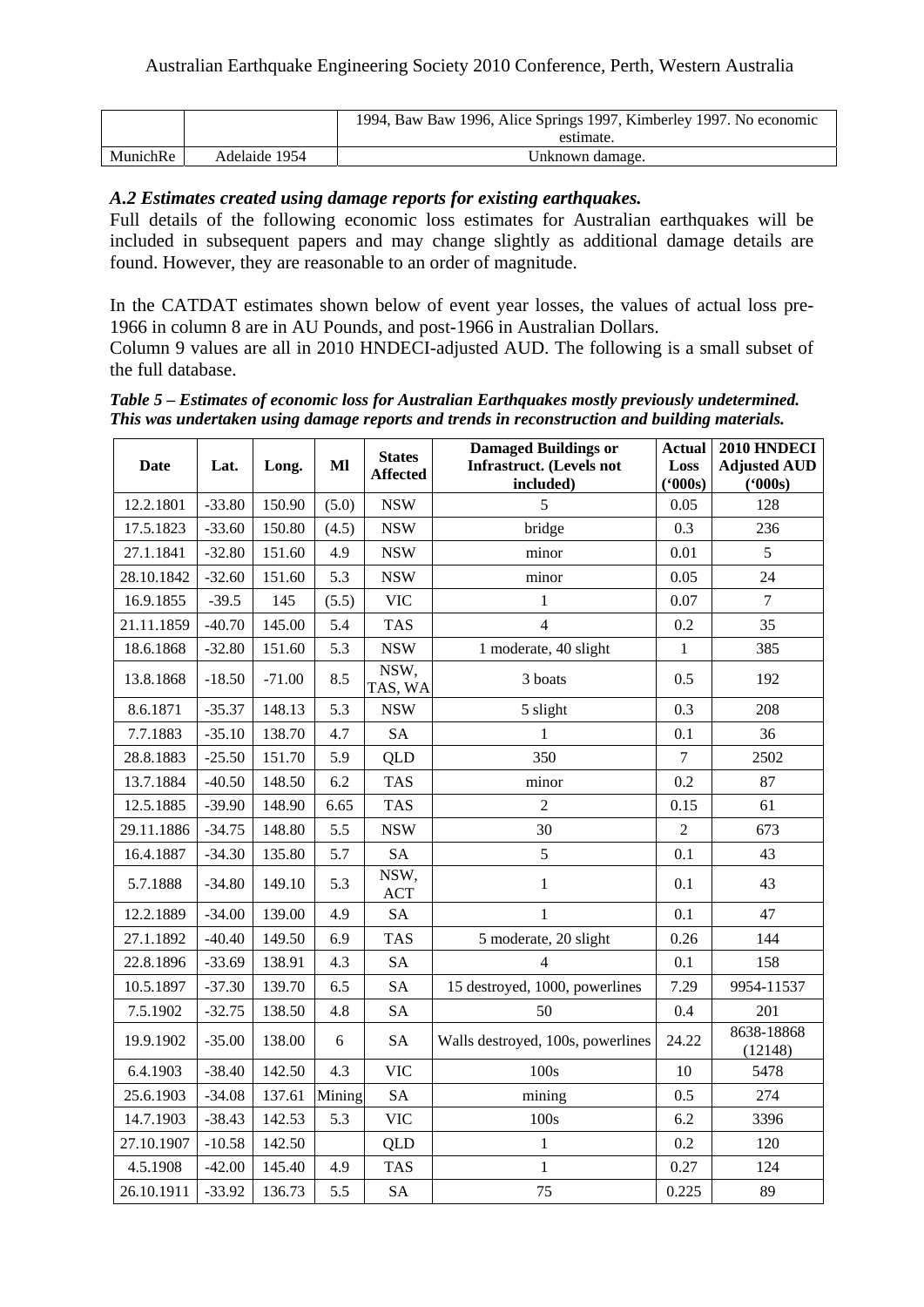| | | 1994, Baw Baw 1996, Alice Springs 1997, Kimberley 1997. No economic estimate. |
|---|---|---|
| MunichRe | Adelaide 1954 | Unknown damage. |

### *A.2 Estimates created using damage reports for existing earthquakes.*

Full details of the following economic loss estimates for Australian earthquakes will be included in subsequent papers and may change slightly as additional damage details are found. However, they are reasonable to an order of magnitude.

In the CATDAT estimates shown below of event year losses, the values of actual loss pre-1966 in column 8 are in AU Pounds, and post-1966 in Australian Dollars.
Column 9 values are all in 2010 HNDECI-adjusted AUD. The following is a small subset of the full database.

***Table 5 – Estimates of economic loss for Australian Earthquakes mostly previously undetermined. This was undertaken using damage reports and trends in reconstruction and building materials.***

| Date | Lat. | Long. | Ml | States Affected | Damaged Buildings or Infrastruct. (Levels not included) | Actual Loss ('000s) | 2010 HNDECI Adjusted AUD ('000s) |
|---|---|---|---|---|---|---|---|
| 12.2.1801 | -33.80 | 150.90 | (5.0) | NSW | 5 | 0.05 | 128 |
| 17.5.1823 | -33.60 | 150.80 | (4.5) | NSW | bridge | 0.3 | 236 |
| 27.1.1841 | -32.80 | 151.60 | 4.9 | NSW | minor | 0.01 | 5 |
| 28.10.1842 | -32.60 | 151.60 | 5.3 | NSW | minor | 0.05 | 24 |
| 16.9.1855 | -39.5 | 145 | (5.5) | VIC | 1 | 0.07 | 7 |
| 21.11.1859 | -40.70 | 145.00 | 5.4 | TAS | 4 | 0.2 | 35 |
| 18.6.1868 | -32.80 | 151.60 | 5.3 | NSW | 1 moderate, 40 slight | 1 | 385 |
| 13.8.1868 | -18.50 | -71.00 | 8.5 | NSW, TAS, WA | 3 boats | 0.5 | 192 |
| 8.6.1871 | -35.37 | 148.13 | 5.3 | NSW | 5 slight | 0.3 | 208 |
| 7.7.1883 | -35.10 | 138.70 | 4.7 | SA | 1 | 0.1 | 36 |
| 28.8.1883 | -25.50 | 151.70 | 5.9 | QLD | 350 | 7 | 2502 |
| 13.7.1884 | -40.50 | 148.50 | 6.2 | TAS | minor | 0.2 | 87 |
| 12.5.1885 | -39.90 | 148.90 | 6.65 | TAS | 2 | 0.15 | 61 |
| 29.11.1886 | -34.75 | 148.80 | 5.5 | NSW | 30 | 2 | 673 |
| 16.4.1887 | -34.30 | 135.80 | 5.7 | SA | 5 | 0.1 | 43 |
| 5.7.1888 | -34.80 | 149.10 | 5.3 | NSW, ACT | 1 | 0.1 | 43 |
| 12.2.1889 | -34.00 | 139.00 | 4.9 | SA | 1 | 0.1 | 47 |
| 27.1.1892 | -40.40 | 149.50 | 6.9 | TAS | 5 moderate, 20 slight | 0.26 | 144 |
| 22.8.1896 | -33.69 | 138.91 | 4.3 | SA | 4 | 0.1 | 158 |
| 10.5.1897 | -37.30 | 139.70 | 6.5 | SA | 15 destroyed, 1000, powerlines | 7.29 | 9954-11537 |
| 7.5.1902 | -32.75 | 138.50 | 4.8 | SA | 50 | 0.4 | 201 |
| 19.9.1902 | -35.00 | 138.00 | 6 | SA | Walls destroyed, 100s, powerlines | 24.22 | 8638-18868 (12148) |
| 6.4.1903 | -38.40 | 142.50 | 4.3 | VIC | 100s | 10 | 5478 |
| 25.6.1903 | -34.08 | 137.61 | Mining | SA | mining | 0.5 | 274 |
| 14.7.1903 | -38.43 | 142.53 | 5.3 | VIC | 100s | 6.2 | 3396 |
| 27.10.1907 | -10.58 | 142.50 | | QLD | 1 | 0.2 | 120 |
| 4.5.1908 | -42.00 | 145.40 | 4.9 | TAS | 1 | 0.27 | 124 |
| 26.10.1911 | -33.92 | 136.73 | 5.5 | SA | 75 | 0.225 | 89 |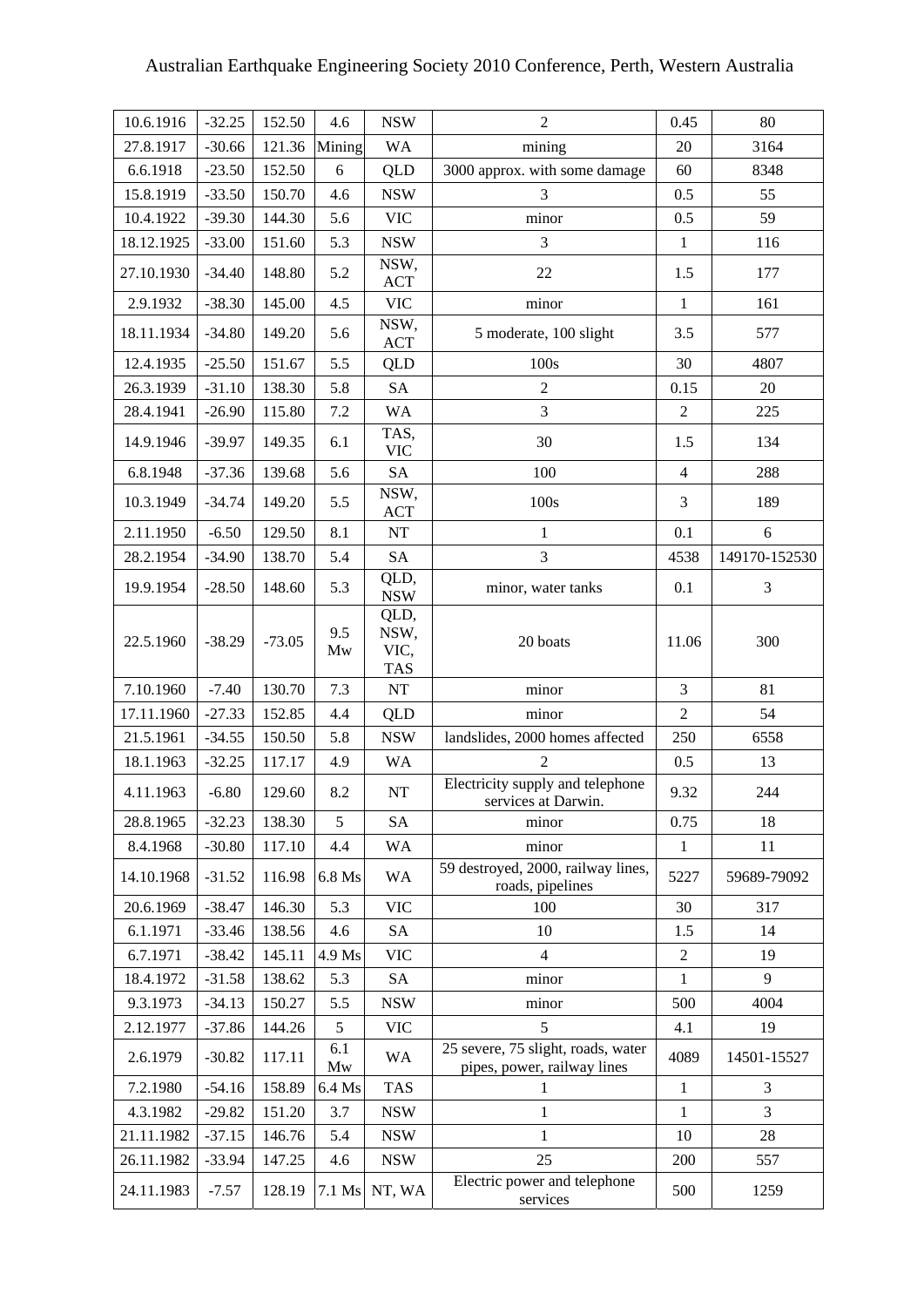| 10.6.1916 | -32.25 | 152.50 | 4.6 | NSW | 2 | 0.45 | 80 |
|---|---|---|---|---|---|---|---|
| 27.8.1917 | -30.66 | 121.36 | Mining | WA | mining | 20 | 3164 |
| 6.6.1918 | -23.50 | 152.50 | 6 | QLD | 3000 approx. with some damage | 60 | 8348 |
| 15.8.1919 | -33.50 | 150.70 | 4.6 | NSW | 3 | 0.5 | 55 |
| 10.4.1922 | -39.30 | 144.30 | 5.6 | VIC | minor | 0.5 | 59 |
| 18.12.1925 | -33.00 | 151.60 | 5.3 | NSW | 3 | 1 | 116 |
| 27.10.1930 | -34.40 | 148.80 | 5.2 | NSW, ACT | 22 | 1.5 | 177 |
| 2.9.1932 | -38.30 | 145.00 | 4.5 | VIC | minor | 1 | 161 |
| 18.11.1934 | -34.80 | 149.20 | 5.6 | NSW, ACT | 5 moderate, 100 slight | 3.5 | 577 |
| 12.4.1935 | -25.50 | 151.67 | 5.5 | QLD | 100s | 30 | 4807 |
| 26.3.1939 | -31.10 | 138.30 | 5.8 | SA | 2 | 0.15 | 20 |
| 28.4.1941 | -26.90 | 115.80 | 7.2 | WA | 3 | 2 | 225 |
| 14.9.1946 | -39.97 | 149.35 | 6.1 | TAS, VIC | 30 | 1.5 | 134 |
| 6.8.1948 | -37.36 | 139.68 | 5.6 | SA | 100 | 4 | 288 |
| 10.3.1949 | -34.74 | 149.20 | 5.5 | NSW, ACT | 100s | 3 | 189 |
| 2.11.1950 | -6.50 | 129.50 | 8.1 | NT | 1 | 0.1 | 6 |
| 28.2.1954 | -34.90 | 138.70 | 5.4 | SA | 3 | 4538 | 149170-152530 |
| 19.9.1954 | -28.50 | 148.60 | 5.3 | QLD, NSW | minor, water tanks | 0.1 | 3 |
| 22.5.1960 | -38.29 | -73.05 | 9.5 Mw | QLD, NSW, VIC, TAS | 20 boats | 11.06 | 300 |
| 7.10.1960 | -7.40 | 130.70 | 7.3 | NT | minor | 3 | 81 |
| 17.11.1960 | -27.33 | 152.85 | 4.4 | QLD | minor | 2 | 54 |
| 21.5.1961 | -34.55 | 150.50 | 5.8 | NSW | landslides, 2000 homes affected | 250 | 6558 |
| 18.1.1963 | -32.25 | 117.17 | 4.9 | WA | 2 | 0.5 | 13 |
| 4.11.1963 | -6.80 | 129.60 | 8.2 | NT | Electricity supply and telephone services at Darwin. | 9.32 | 244 |
| 28.8.1965 | -32.23 | 138.30 | 5 | SA | minor | 0.75 | 18 |
| 8.4.1968 | -30.80 | 117.10 | 4.4 | WA | minor | 1 | 11 |
| 14.10.1968 | -31.52 | 116.98 | 6.8 Ms | WA | 59 destroyed, 2000, railway lines, roads, pipelines | 5227 | 59689-79092 |
| 20.6.1969 | -38.47 | 146.30 | 5.3 | VIC | 100 | 30 | 317 |
| 6.1.1971 | -33.46 | 138.56 | 4.6 | SA | 10 | 1.5 | 14 |
| 6.7.1971 | -38.42 | 145.11 | 4.9 Ms | VIC | 4 | 2 | 19 |
| 18.4.1972 | -31.58 | 138.62 | 5.3 | SA | minor | 1 | 9 |
| 9.3.1973 | -34.13 | 150.27 | 5.5 | NSW | minor | 500 | 4004 |
| 2.12.1977 | -37.86 | 144.26 | 5 | VIC | 5 | 4.1 | 19 |
| 2.6.1979 | -30.82 | 117.11 | 6.1 Mw | WA | 25 severe, 75 slight, roads, water pipes, power, railway lines | 4089 | 14501-15527 |
| 7.2.1980 | -54.16 | 158.89 | 6.4 Ms | TAS | 1 | 1 | 3 |
| 4.3.1982 | -29.82 | 151.20 | 3.7 | NSW | 1 | 1 | 3 |
| 21.11.1982 | -37.15 | 146.76 | 5.4 | NSW | 1 | 10 | 28 |
| 26.11.1982 | -33.94 | 147.25 | 4.6 | NSW | 25 | 200 | 557 |
| 24.11.1983 | -7.57 | 128.19 | 7.1 Ms | NT, WA | Electric power and telephone services | 500 | 1259 |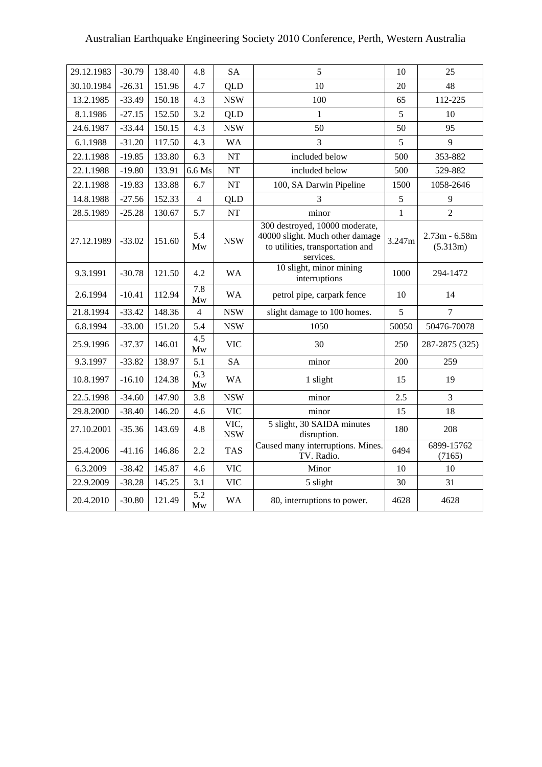| | | | | | | | |
|---|---|---|---|---|---|---|---|
| 29.12.1983 | -30.79 | 138.40 | 4.8 | SA | 5 | 10 | 25 |
| 30.10.1984 | -26.31 | 151.96 | 4.7 | QLD | 10 | 20 | 48 |
| 13.2.1985 | -33.49 | 150.18 | 4.3 | NSW | 100 | 65 | 112-225 |
| 8.1.1986 | -27.15 | 152.50 | 3.2 | QLD | 1 | 5 | 10 |
| 24.6.1987 | -33.44 | 150.15 | 4.3 | NSW | 50 | 50 | 95 |
| 6.1.1988 | -31.20 | 117.50 | 4.3 | WA | 3 | 5 | 9 |
| 22.1.1988 | -19.85 | 133.80 | 6.3 | NT | included below | 500 | 353-882 |
| 22.1.1988 | -19.80 | 133.91 | 6.6 Ms | NT | included below | 500 | 529-882 |
| 22.1.1988 | -19.83 | 133.88 | 6.7 | NT | 100, SA Darwin Pipeline | 1500 | 1058-2646 |
| 14.8.1988 | -27.56 | 152.33 | 4 | QLD | 3 | 5 | 9 |
| 28.5.1989 | -25.28 | 130.67 | 5.7 | NT | minor | 1 | 2 |
| 27.12.1989 | -33.02 | 151.60 | 5.4 Mw | NSW | 300 destroyed, 10000 moderate, 40000 slight. Much other damage to utilities, transportation and services. | 3.247m | 2.73m - 6.58m (5.313m) |
| 9.3.1991 | -30.78 | 121.50 | 4.2 | WA | 10 slight, minor mining interruptions | 1000 | 294-1472 |
| 2.6.1994 | -10.41 | 112.94 | 7.8 Mw | WA | petrol pipe, carpark fence | 10 | 14 |
| 21.8.1994 | -33.42 | 148.36 | 4 | NSW | slight damage to 100 homes. | 5 | 7 |
| 6.8.1994 | -33.00 | 151.20 | 5.4 | NSW | 1050 | 50050 | 50476-70078 |
| 25.9.1996 | -37.37 | 146.01 | 4.5 Mw | VIC | 30 | 250 | 287-2875 (325) |
| 9.3.1997 | -33.82 | 138.97 | 5.1 | SA | minor | 200 | 259 |
| 10.8.1997 | -16.10 | 124.38 | 6.3 Mw | WA | 1 slight | 15 | 19 |
| 22.5.1998 | -34.60 | 147.90 | 3.8 | NSW | minor | 2.5 | 3 |
| 29.8.2000 | -38.40 | 146.20 | 4.6 | VIC | minor | 15 | 18 |
| 27.10.2001 | -35.36 | 143.69 | 4.8 | VIC, NSW | 5 slight, 30 SAIDA minutes disruption. | 180 | 208 |
| 25.4.2006 | -41.16 | 146.86 | 2.2 | TAS | Caused many interruptions. Mines. TV. Radio. | 6494 | 6899-15762 (7165) |
| 6.3.2009 | -38.42 | 145.87 | 4.6 | VIC | Minor | 10 | 10 |
| 22.9.2009 | -38.28 | 145.25 | 3.1 | VIC | 5 slight | 30 | 31 |
| 20.4.2010 | -30.80 | 121.49 | 5.2 Mw | WA | 80, interruptions to power. | 4628 | 4628 |